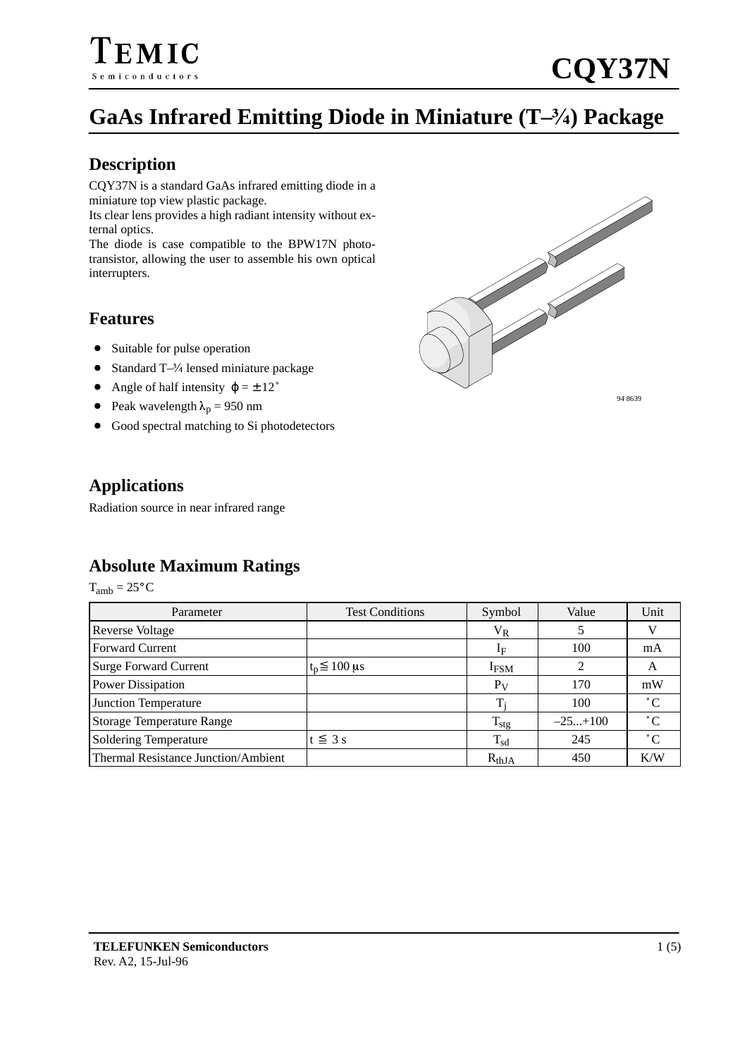# CQY37N

## GaAs Infrared Emitting Diode in Miniature (T–¾) Package

### Description

CQY37N is a standard GaAs infrared emitting diode in a miniature top view plastic package.
Its clear lens provides a high radiant intensity without external optics.
The diode is case compatible to the BPW17N phototransistor, allowing the user to assemble his own optical interrupters.

94 8639

### Features

- Suitable for pulse operation
- Standard T–¾ lensed miniature package
- Angle of half intensity $\varphi = \pm 12^\circ$
- Peak wavelength $\lambda_p = 950$ nm
- Good spectral matching to Si photodetectors

### Applications

Radiation source in near infrared range

### Absolute Maximum Ratings

$T_{amb} = 25°C$

| Parameter | Test Conditions | Symbol | Value | Unit |
|---|---|---|---|---|
| Reverse Voltage | | $V_R$ | 5 | V |
| Forward Current | | $I_F$ | 100 | mA |
| Surge Forward Current | $t_p \leqq 100$ μs | $I_{FSM}$ | 2 | A |
| Power Dissipation | | $P_V$ | 170 | mW |
| Junction Temperature | | $T_j$ | 100 | °C |
| Storage Temperature Range | | $T_{stg}$ | –25...+100 | °C |
| Soldering Temperature | $t \leqq 3$ s | $T_{sd}$ | 245 | °C |
| Thermal Resistance Junction/Ambient | | $R_{thJA}$ | 450 | K/W |

**TELEFUNKEN Semiconductors**
Rev. A2, 15-Jul-96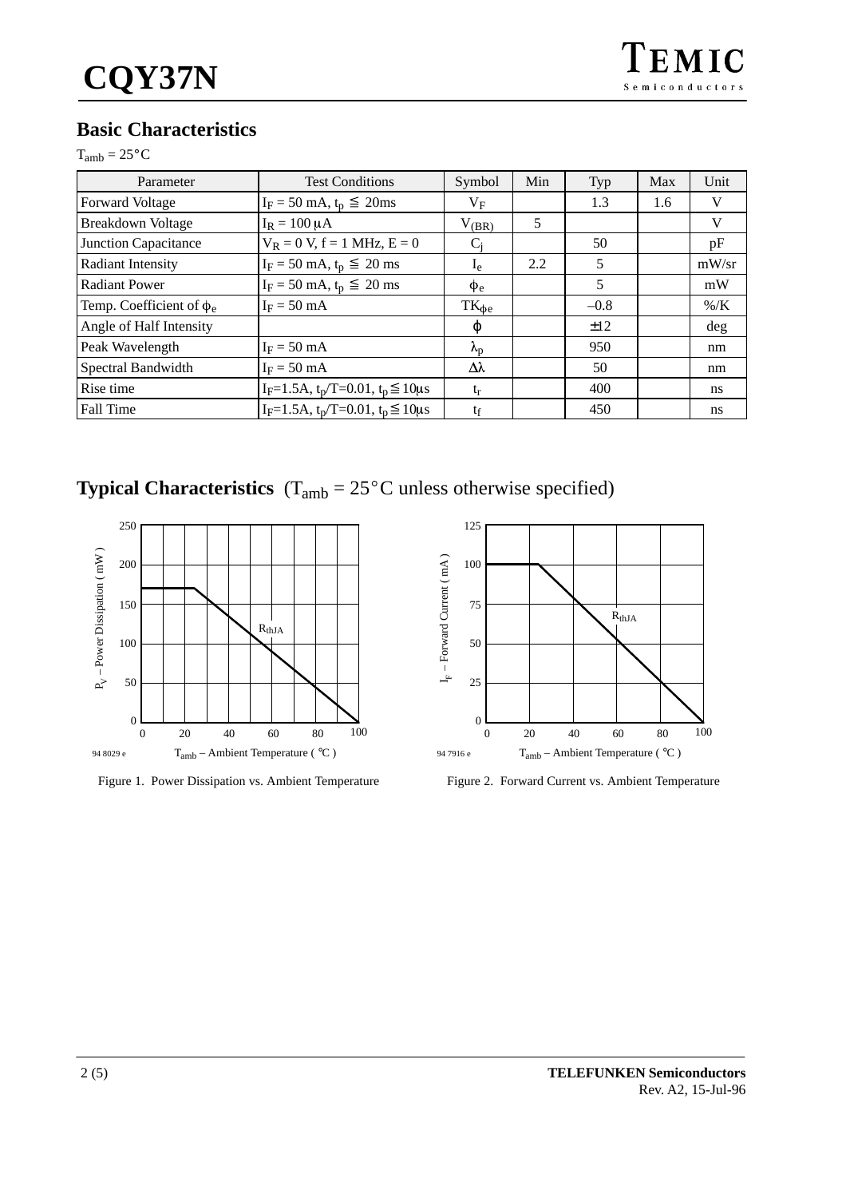## Basic Characteristics

$T_{amb} = 25°C$

| Parameter | Test Conditions | Symbol | Min | Typ | Max | Unit |
|---|---|---|---|---|---|---|
| Forward Voltage | $I_F = 50$ mA, $t_p \leqq 20$ms | $V_F$ | | 1.3 | 1.6 | V |
| Breakdown Voltage | $I_R = 100$ μA | $V_{(BR)}$ | 5 | | | V |
| Junction Capacitance | $V_R = 0$ V, f = 1 MHz, E = 0 | $C_j$ | | 50 | | pF |
| Radiant Intensity | $I_F = 50$ mA, $t_p \leqq 20$ ms | $I_e$ | 2.2 | 5 | | mW/sr |
| Radiant Power | $I_F = 50$ mA, $t_p \leqq 20$ ms | $\phi_e$ | | 5 | | mW |
| Temp. Coefficient of $\phi_e$ | $I_F = 50$ mA | $TK_{\phi e}$ | | –0.8 | | %/K |
| Angle of Half Intensity | | $\varphi$ | | ±12 | | deg |
| Peak Wavelength | $I_F = 50$ mA | $\lambda_p$ | | 950 | | nm |
| Spectral Bandwidth | $I_F = 50$ mA | $\Delta\lambda$ | | 50 | | nm |
| Rise time | $I_F$=1.5A, $t_p$/T=0.01, $t_p \leqq 10$μs | $t_r$ | | 400 | | ns |
| Fall Time | $I_F$=1.5A, $t_p$/T=0.01, $t_p \leqq 10$μs | $t_f$ | | 450 | | ns |

## Typical Characteristics ($T_{amb} = 25°C$ unless otherwise specified)

Figure 1. Power Dissipation vs. Ambient Temperature

Figure 2. Forward Current vs. Ambient Temperature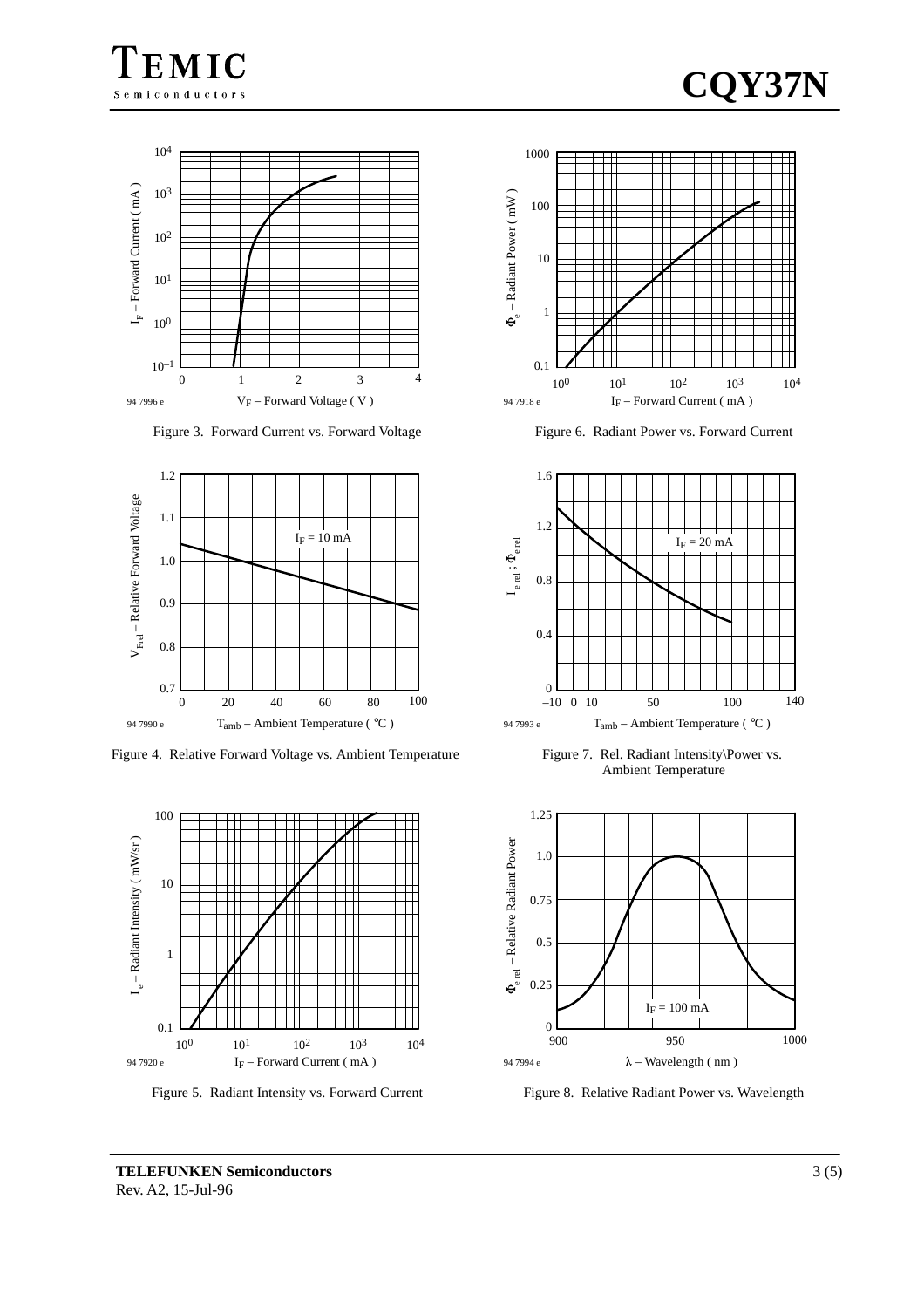Figure 3. Forward Current vs. Forward Voltage

Figure 6. Radiant Power vs. Forward Current

Figure 4. Relative Forward Voltage vs. Ambient Temperature

Figure 7. Rel. Radiant Intensity\Power vs. Ambient Temperature

Figure 5. Radiant Intensity vs. Forward Current

Figure 8. Relative Radiant Power vs. Wavelength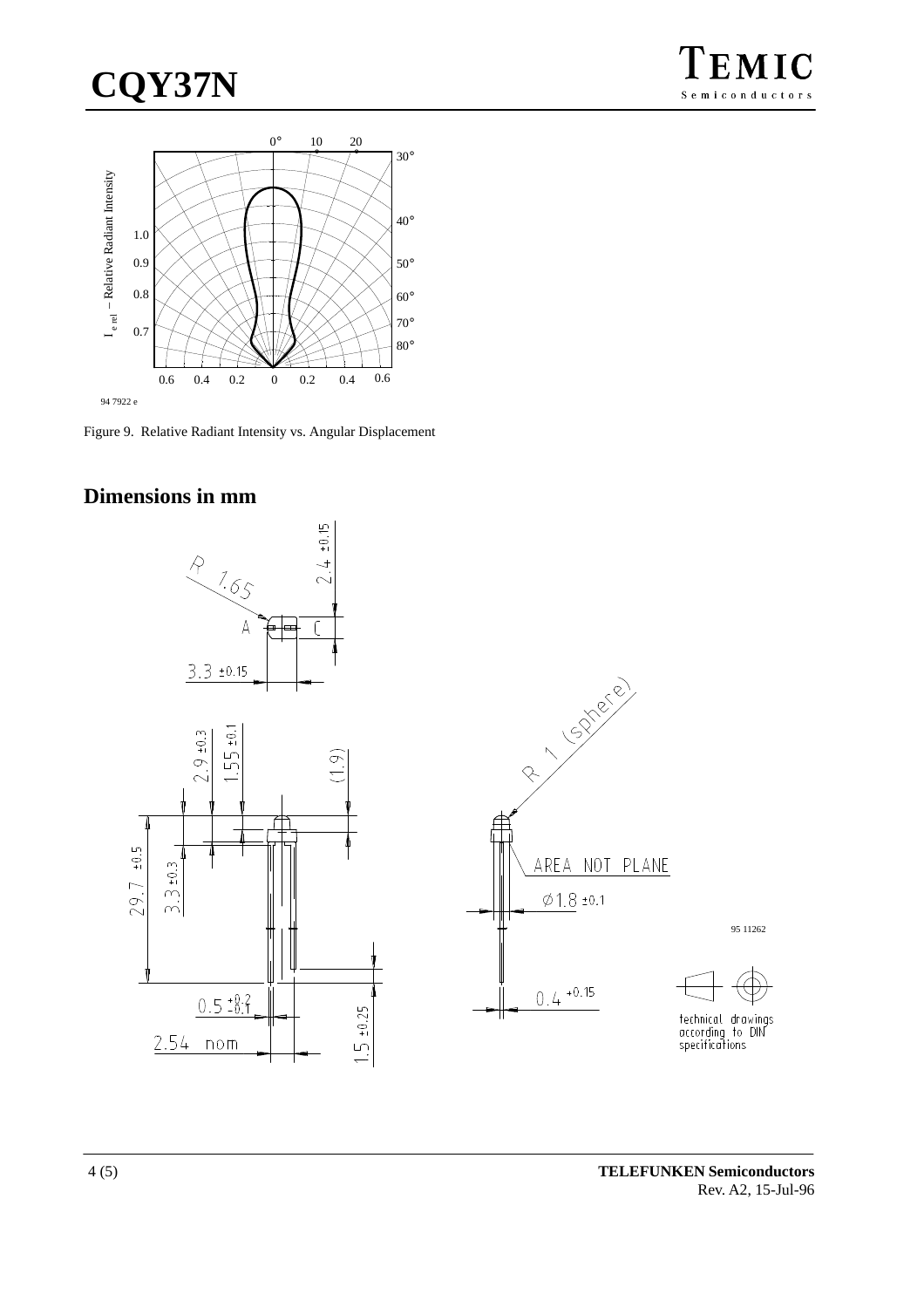Figure 9. Relative Radiant Intensity vs. Angular Displacement

## Dimensions in mm

technical drawings according to DIN specifications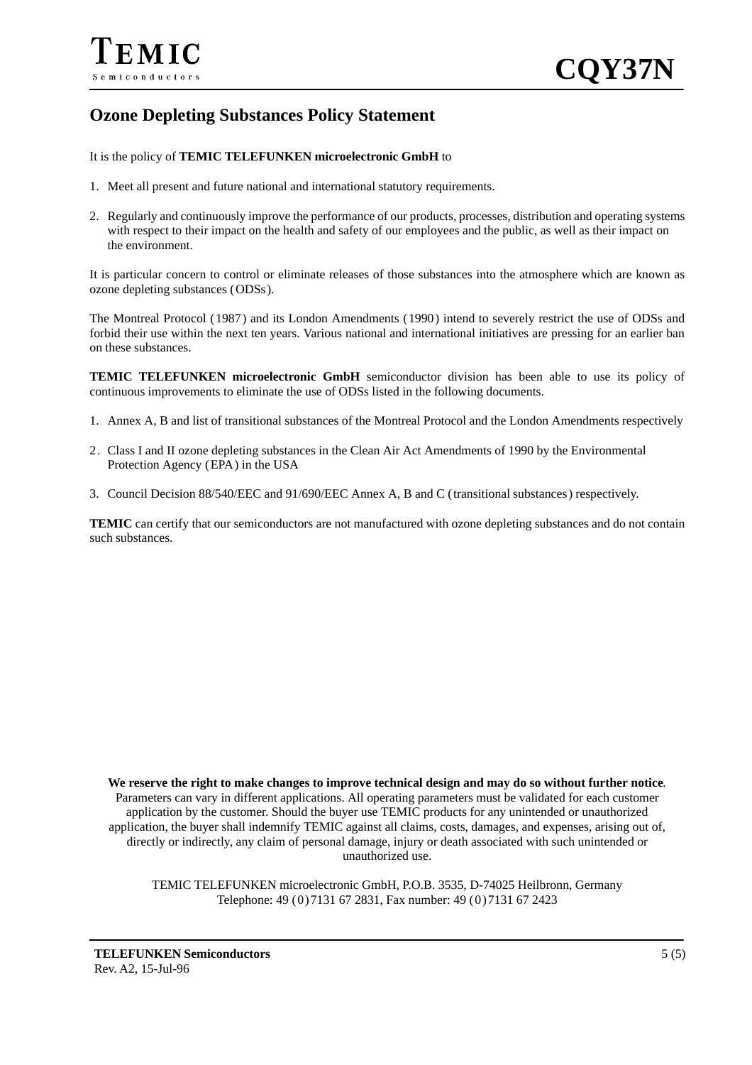## Ozone Depleting Substances Policy Statement

It is the policy of **TEMIC TELEFUNKEN microelectronic GmbH** to

1. Meet all present and future national and international statutory requirements.
2. Regularly and continuously improve the performance of our products, processes, distribution and operating systems with respect to their impact on the health and safety of our employees and the public, as well as their impact on the environment.

It is particular concern to control or eliminate releases of those substances into the atmosphere which are known as ozone depleting substances (ODSs).

The Montreal Protocol (1987) and its London Amendments (1990) intend to severely restrict the use of ODSs and forbid their use within the next ten years. Various national and international initiatives are pressing for an earlier ban on these substances.

**TEMIC TELEFUNKEN microelectronic GmbH** semiconductor division has been able to use its policy of continuous improvements to eliminate the use of ODSs listed in the following documents.

1. Annex A, B and list of transitional substances of the Montreal Protocol and the London Amendments respectively
2. Class I and II ozone depleting substances in the Clean Air Act Amendments of 1990 by the Environmental Protection Agency (EPA) in the USA
3. Council Decision 88/540/EEC and 91/690/EEC Annex A, B and C (transitional substances) respectively.

**TEMIC** can certify that our semiconductors are not manufactured with ozone depleting substances and do not contain such substances.

**We reserve the right to make changes to improve technical design and may do so without further notice.**
Parameters can vary in different applications. All operating parameters must be validated for each customer application by the customer. Should the buyer use TEMIC products for any unintended or unauthorized application, the buyer shall indemnify TEMIC against all claims, costs, damages, and expenses, arising out of, directly or indirectly, any claim of personal damage, injury or death associated with such unintended or unauthorized use.

TEMIC TELEFUNKEN microelectronic GmbH, P.O.B. 3535, D-74025 Heilbronn, Germany
Telephone: 49 (0)7131 67 2831, Fax number: 49 (0)7131 67 2423